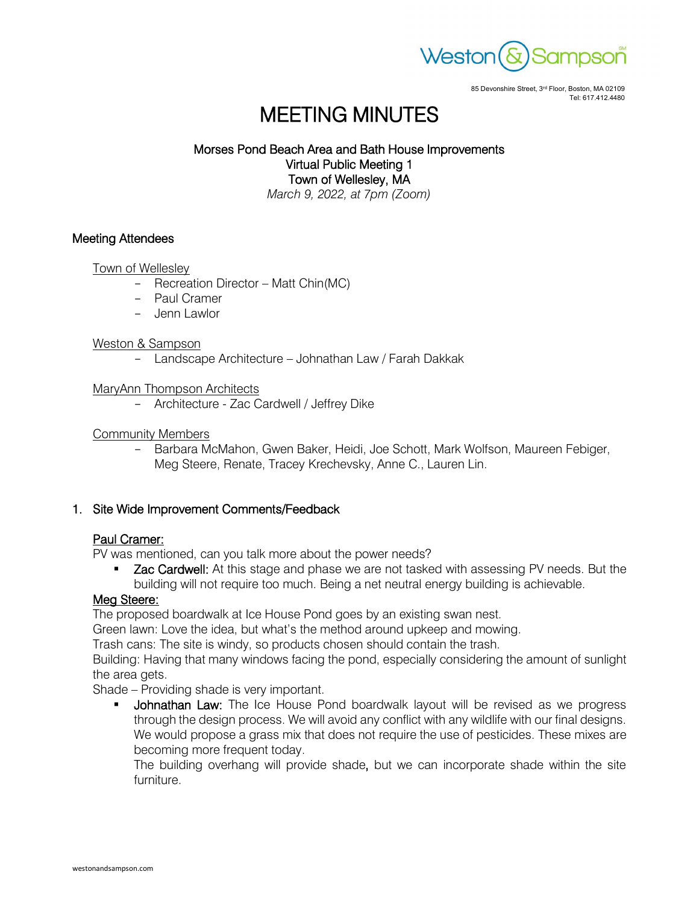85 Devonshire Street, 3rd Floor, Boston, MA 02109
Tel: 617.412.4480

# MEETING MINUTES

**Morses Pond Beach Area and Bath House Improvements**
**Virtual Public Meeting 1**
**Town of Wellesley, MA**
*March 9, 2022, at 7pm (Zoom)*

## Meeting Attendees

Town of Wellesley

- Recreation Director – Matt Chin(MC)
- Paul Cramer
- Jenn Lawlor

Weston & Sampson

- Landscape Architecture – Johnathan Law / Farah Dakkak

MaryAnn Thompson Architects

- Architecture - Zac Cardwell / Jeffrey Dike

Community Members

- Barbara McMahon, Gwen Baker, Heidi, Joe Schott, Mark Wolfson, Maureen Febiger, Meg Steere, Renate, Tracey Krechevsky, Anne C., Lauren Lin.

## 1. Site Wide Improvement Comments/Feedback

**Paul Cramer:**

PV was mentioned, can you talk more about the power needs?

- **Zac Cardwell:** At this stage and phase we are not tasked with assessing PV needs. But the building will not require too much. Being a net neutral energy building is achievable.

**Meg Steere:**

The proposed boardwalk at Ice House Pond goes by an existing swan nest.
Green lawn: Love the idea, but what's the method around upkeep and mowing.
Trash cans: The site is windy, so products chosen should contain the trash.
Building: Having that many windows facing the pond, especially considering the amount of sunlight the area gets.
Shade – Providing shade is very important.

- **Johnathan Law:** The Ice House Pond boardwalk layout will be revised as we progress through the design process. We will avoid any conflict with any wildlife with our final designs. We would propose a grass mix that does not require the use of pesticides. These mixes are becoming more frequent today.
  The building overhang will provide shade, but we can incorporate shade within the site furniture.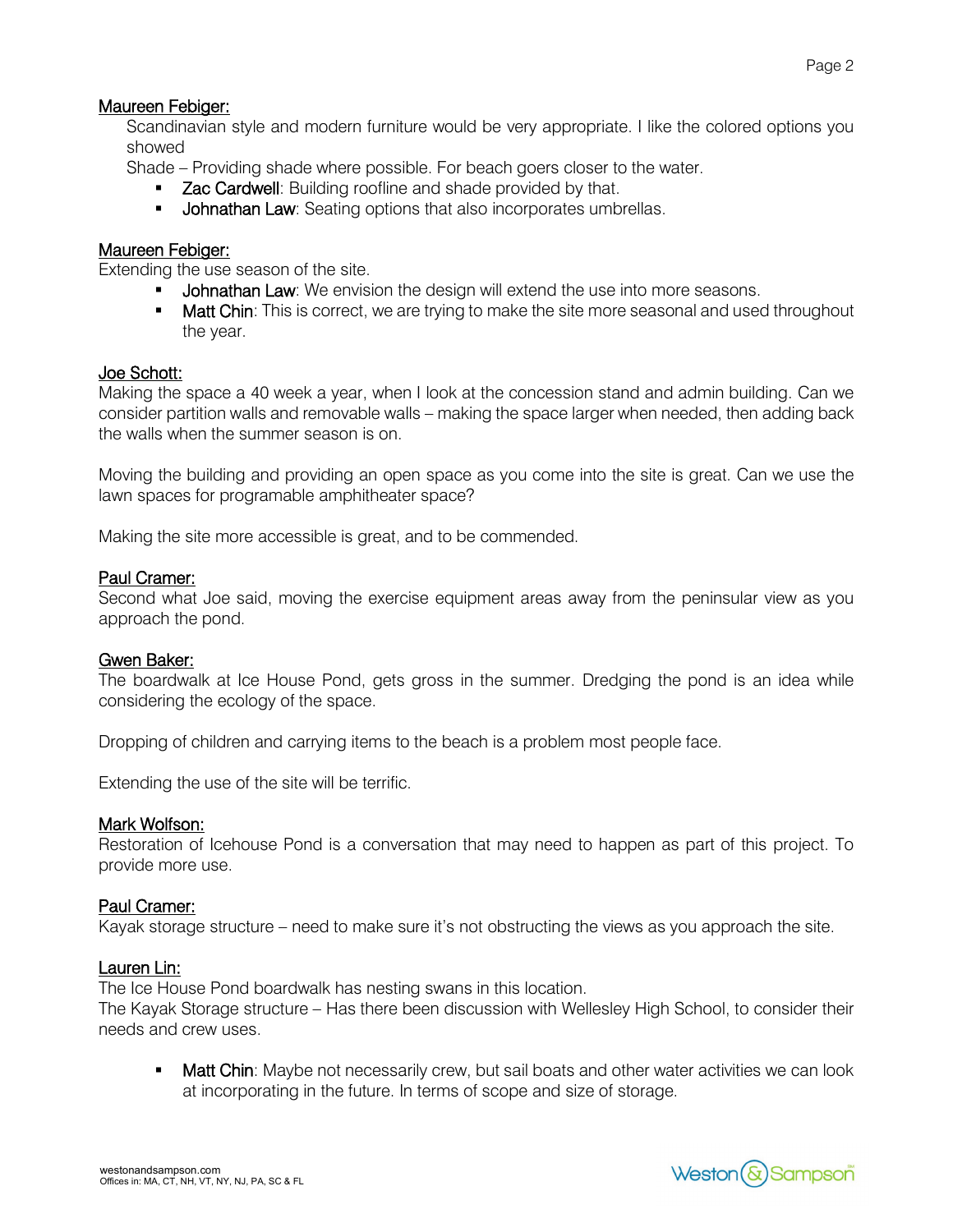<u>Maureen Febiger:</u>

Scandinavian style and modern furniture would be very appropriate. I like the colored options you showed

Shade – Providing shade where possible. For beach goers closer to the water.

- Zac Cardwell: Building roofline and shade provided by that.
- Johnathan Law: Seating options that also incorporates umbrellas.

<u>Maureen Febiger:</u>

Extending the use season of the site.

- Johnathan Law: We envision the design will extend the use into more seasons.
- Matt Chin: This is correct, we are trying to make the site more seasonal and used throughout the year.

<u>Joe Schott:</u>

Making the space a 40 week a year, when I look at the concession stand and admin building. Can we consider partition walls and removable walls – making the space larger when needed, then adding back the walls when the summer season is on.

Moving the building and providing an open space as you come into the site is great. Can we use the lawn spaces for programable amphitheater space?

Making the site more accessible is great, and to be commended.

<u>Paul Cramer:</u>

Second what Joe said, moving the exercise equipment areas away from the peninsular view as you approach the pond.

<u>Gwen Baker:</u>

The boardwalk at Ice House Pond, gets gross in the summer. Dredging the pond is an idea while considering the ecology of the space.

Dropping of children and carrying items to the beach is a problem most people face.

Extending the use of the site will be terrific.

<u>Mark Wolfson:</u>

Restoration of Icehouse Pond is a conversation that may need to happen as part of this project. To provide more use.

<u>Paul Cramer:</u>

Kayak storage structure – need to make sure it's not obstructing the views as you approach the site.

<u>Lauren Lin:</u>

The Ice House Pond boardwalk has nesting swans in this location.

The Kayak Storage structure – Has there been discussion with Wellesley High School, to consider their needs and crew uses.

- Matt Chin: Maybe not necessarily crew, but sail boats and other water activities we can look at incorporating in the future. In terms of scope and size of storage.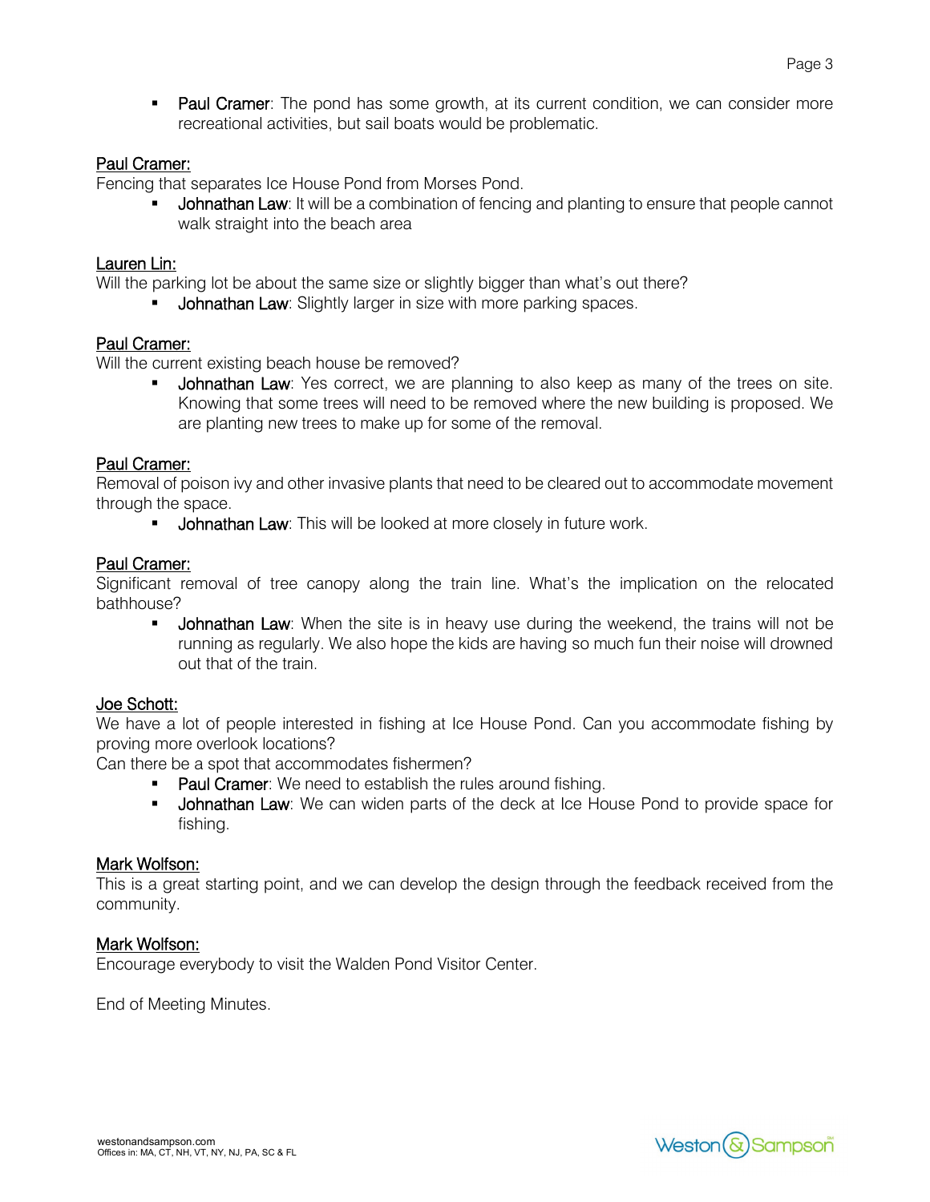- **Paul Cramer**: The pond has some growth, at its current condition, we can consider more recreational activities, but sail boats would be problematic.

Paul Cramer:
Fencing that separates Ice House Pond from Morses Pond.

- **Johnathan Law**: It will be a combination of fencing and planting to ensure that people cannot walk straight into the beach area

Lauren Lin:
Will the parking lot be about the same size or slightly bigger than what's out there?

- **Johnathan Law**: Slightly larger in size with more parking spaces.

Paul Cramer:
Will the current existing beach house be removed?

- **Johnathan Law**: Yes correct, we are planning to also keep as many of the trees on site. Knowing that some trees will need to be removed where the new building is proposed. We are planting new trees to make up for some of the removal.

Paul Cramer:
Removal of poison ivy and other invasive plants that need to be cleared out to accommodate movement through the space.

- **Johnathan Law**: This will be looked at more closely in future work.

Paul Cramer:
Significant removal of tree canopy along the train line. What's the implication on the relocated bathhouse?

- **Johnathan Law**: When the site is in heavy use during the weekend, the trains will not be running as regularly. We also hope the kids are having so much fun their noise will drowned out that of the train.

Joe Schott:
We have a lot of people interested in fishing at Ice House Pond. Can you accommodate fishing by proving more overlook locations?
Can there be a spot that accommodates fishermen?

- **Paul Cramer**: We need to establish the rules around fishing.
- **Johnathan Law**: We can widen parts of the deck at Ice House Pond to provide space for fishing.

Mark Wolfson:
This is a great starting point, and we can develop the design through the feedback received from the community.

Mark Wolfson:
Encourage everybody to visit the Walden Pond Visitor Center.

End of Meeting Minutes.